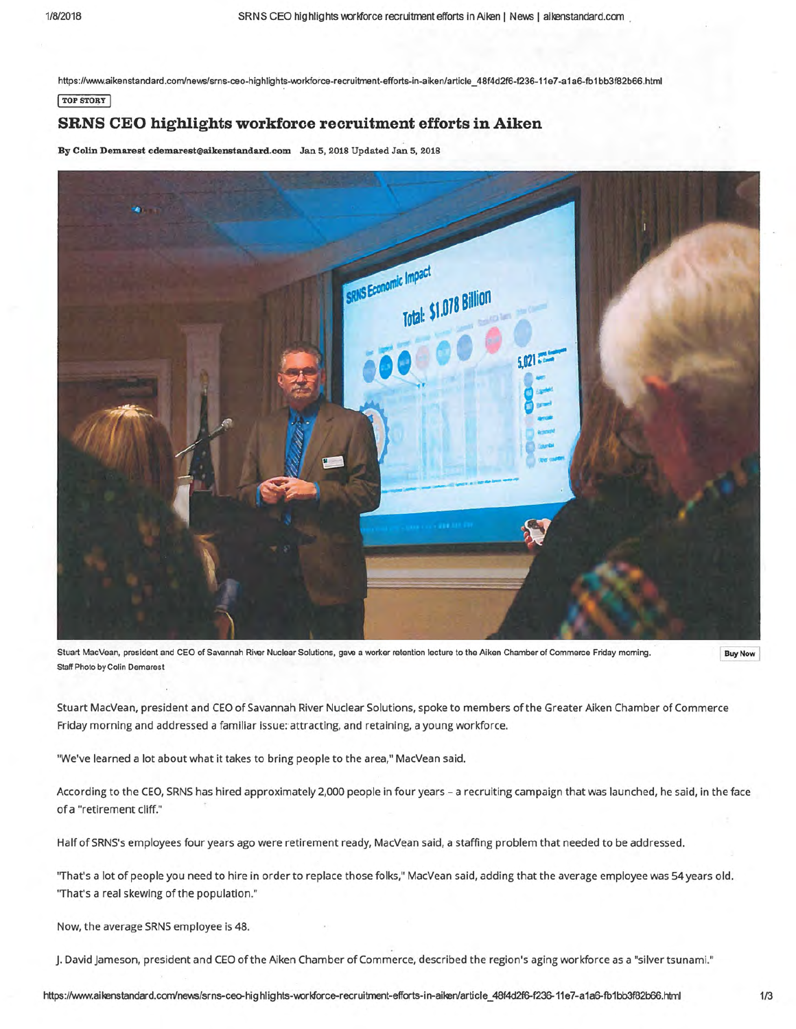https://www.aikenstandard.com/news/srns-ceo-highlights-workforce-recruitment-efforts-in-aiken/article_48f4d2f6-f236-11e7-a1a6-fb1bb3f82b66.html

TOP STORY

# SRNS CEO highlights workforce recruitment efforts in Aiken

**By Colin Demarest cdemarest@aikenstandard.com** Jan 5, 2018 Updated Jan 5, 2018

Stuart MacVean, president and CEO of Savannah River Nuclear Solutions, gave a worker retention lecture to the Aiken Chamber of Commerce Friday morning.
Staff Photo by Colin Demarest

Buy Now

Stuart MacVean, president and CEO of Savannah River Nuclear Solutions, spoke to members of the Greater Aiken Chamber of Commerce Friday morning and addressed a familiar issue: attracting, and retaining, a young workforce.

"We've learned a lot about what it takes to bring people to the area," MacVean said.

According to the CEO, SRNS has hired approximately 2,000 people in four years – a recruiting campaign that was launched, he said, in the face of a "retirement cliff."

Half of SRNS's employees four years ago were retirement ready, MacVean said, a staffing problem that needed to be addressed.

"That's a lot of people you need to hire in order to replace those folks," MacVean said, adding that the average employee was 54 years old. "That's a real skewing of the population."

Now, the average SRNS employee is 48.

J. David Jameson, president and CEO of the Aiken Chamber of Commerce, described the region's aging workforce as a "silver tsunami."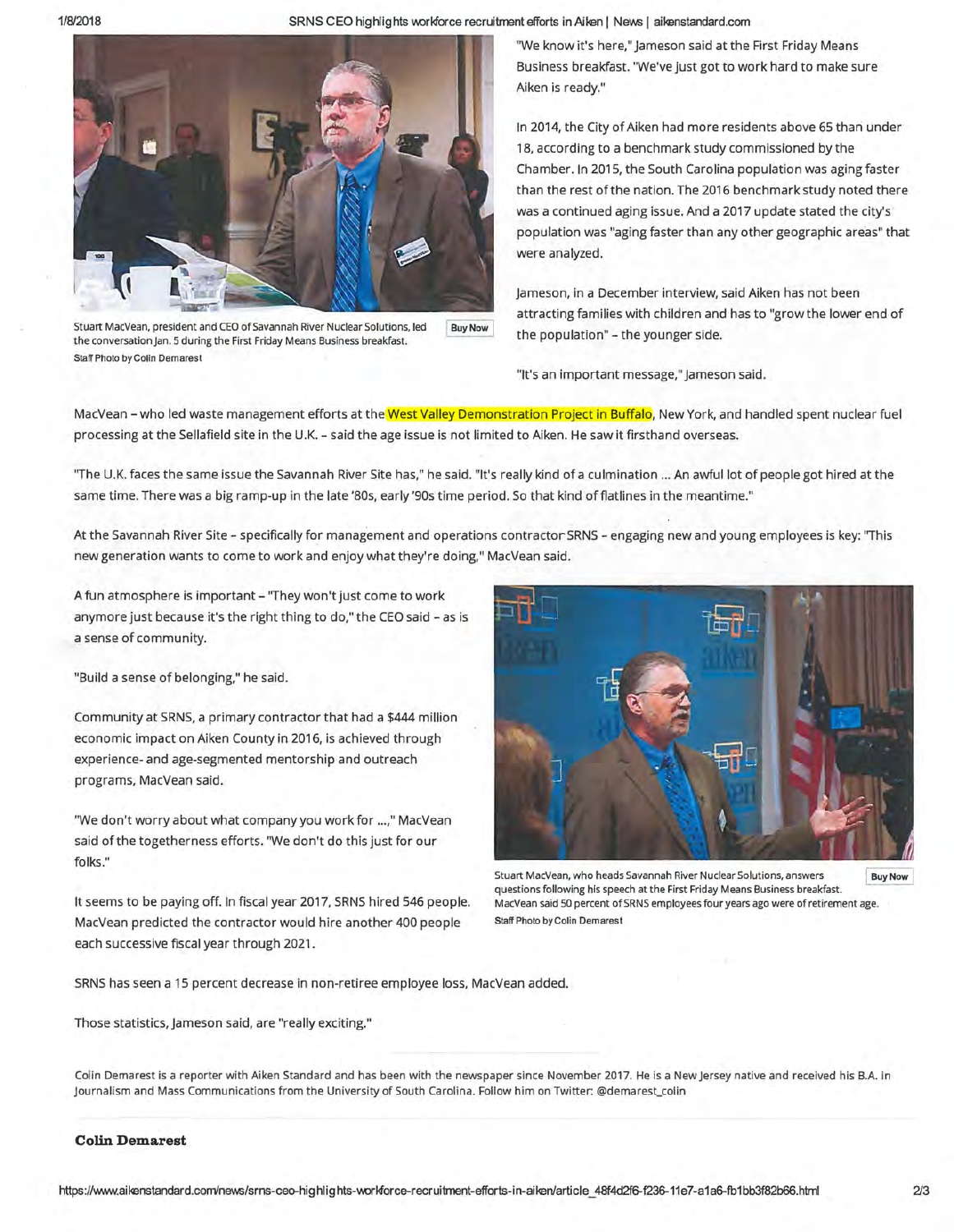"We know it's here," Jameson said at the First Friday Means Business breakfast. "We've just got to work hard to make sure Aiken is ready."

Stuart MacVean, president and CEO of Savannah River Nuclear Solutions, led the conversation Jan. 5 during the First Friday Means Business breakfast.
Staff Photo by Colin Demarest

In 2014, the City of Aiken had more residents above 65 than under 18, according to a benchmark study commissioned by the Chamber. In 2015, the South Carolina population was aging faster than the rest of the nation. The 2016 benchmark study noted there was a continued aging issue. And a 2017 update stated the city's population was "aging faster than any other geographic areas" that were analyzed.

Jameson, in a December interview, said Aiken has not been attracting families with children and has to "grow the lower end of the population" – the younger side.

"It's an important message," Jameson said.

MacVean – who led waste management efforts at the West Valley Demonstration Project in Buffalo, New York, and handled spent nuclear fuel processing at the Sellafield site in the U.K. – said the age issue is not limited to Aiken. He saw it firsthand overseas.

"The U.K. faces the same issue the Savannah River Site has," he said. "It's really kind of a culmination ... An awful lot of people got hired at the same time. There was a big ramp-up in the late '80s, early '90s time period. So that kind of flatlines in the meantime."

At the Savannah River Site – specifically for management and operations contractor SRNS – engaging new and young employees is key: "This new generation wants to come to work and enjoy what they're doing," MacVean said.

A fun atmosphere is important – "They won't just come to work anymore just because it's the right thing to do," the CEO said – as is a sense of community.

"Build a sense of belonging," he said.

Community at SRNS, a primary contractor that had a $444 million economic impact on Aiken County in 2016, is achieved through experience- and age-segmented mentorship and outreach programs, MacVean said.

"We don't worry about what company you work for ...," MacVean said of the togetherness efforts. "We don't do this just for our folks."

Stuart MacVean, who heads Savannah River Nuclear Solutions, answers questions following his speech at the First Friday Means Business breakfast. MacVean said 50 percent of SRNS employees four years ago were of retirement age.
Staff Photo by Colin Demarest

It seems to be paying off. In fiscal year 2017, SRNS hired 546 people. MacVean predicted the contractor would hire another 400 people each successive fiscal year through 2021.

SRNS has seen a 15 percent decrease in non-retiree employee loss, MacVean added.

Those statistics, Jameson said, are "really exciting."

---

Colin Demarest is a reporter with Aiken Standard and has been with the newspaper since November 2017. He is a New Jersey native and received his B.A. in Journalism and Mass Communications from the University of South Carolina. Follow him on Twitter: @demarest_colin

**Colin Demarest**